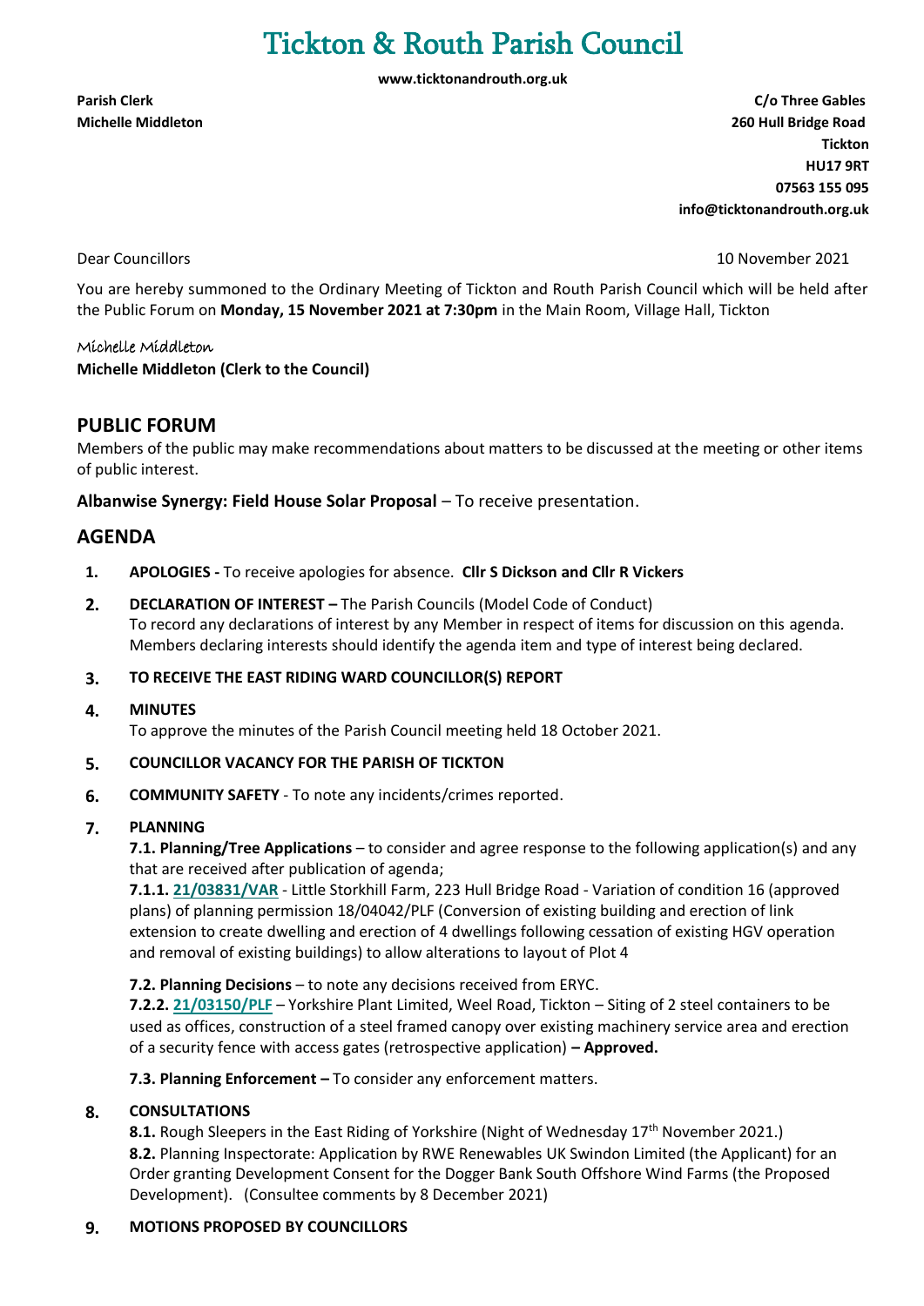# Tickton & Routh Parish Council

**www.ticktonandrouth.org.uk**

**Parish Clerk**
**Michelle Middleton**

**C/o Three Gables**
**260 Hull Bridge Road**
**Tickton**
**HU17 9RT**
**07563 155 095**
**info@ticktonandrouth.org.uk**

Dear Councillors

10 November 2021

You are hereby summoned to the Ordinary Meeting of Tickton and Routh Parish Council which will be held after the Public Forum on **Monday, 15 November 2021 at 7:30pm** in the Main Room, Village Hall, Tickton

*Michelle Middleton*
**Michelle Middleton (Clerk to the Council)**

## PUBLIC FORUM

Members of the public may make recommendations about matters to be discussed at the meeting or other items of public interest.

**Albanwise Synergy: Field House Solar Proposal** – To receive presentation.

## AGENDA

1. **APOLOGIES -** To receive apologies for absence. **Cllr S Dickson and Cllr R Vickers**
2. **DECLARATION OF INTEREST –** The Parish Councils (Model Code of Conduct)
   To record any declarations of interest by any Member in respect of items for discussion on this agenda. Members declaring interests should identify the agenda item and type of interest being declared.
3. **TO RECEIVE THE EAST RIDING WARD COUNCILLOR(S) REPORT**
4. **MINUTES**
   To approve the minutes of the Parish Council meeting held 18 October 2021.
5. **COUNCILLOR VACANCY FOR THE PARISH OF TICKTON**
6. **COMMUNITY SAFETY** - To note any incidents/crimes reported.
7. **PLANNING**
   **7.1. Planning/Tree Applications** – to consider and agree response to the following application(s) and any that are received after publication of agenda;
   **7.1.1. 21/03831/VAR** - Little Storkhill Farm, 223 Hull Bridge Road - Variation of condition 16 (approved plans) of planning permission 18/04042/PLF (Conversion of existing building and erection of link extension to create dwelling and erection of 4 dwellings following cessation of existing HGV operation and removal of existing buildings) to allow alterations to layout of Plot 4

   **7.2. Planning Decisions** – to note any decisions received from ERYC.
   **7.2.2. 21/03150/PLF** – Yorkshire Plant Limited, Weel Road, Tickton – Siting of 2 steel containers to be used as offices, construction of a steel framed canopy over existing machinery service area and erection of a security fence with access gates (retrospective application) **– Approved.**

   **7.3. Planning Enforcement –** To consider any enforcement matters.
8. **CONSULTATIONS**
   **8.1.** Rough Sleepers in the East Riding of Yorkshire (Night of Wednesday 17th November 2021.)
   **8.2.** Planning Inspectorate: Application by RWE Renewables UK Swindon Limited (the Applicant) for an Order granting Development Consent for the Dogger Bank South Offshore Wind Farms (the Proposed Development). (Consultee comments by 8 December 2021)
9. **MOTIONS PROPOSED BY COUNCILLORS**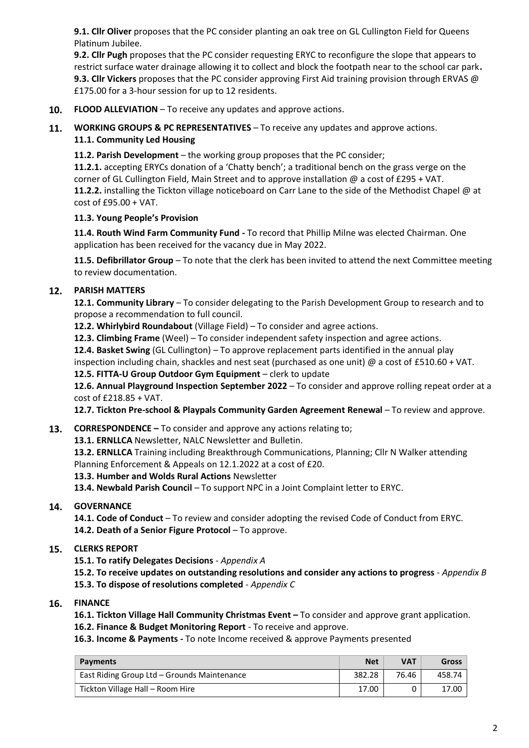**9.1. Cllr Oliver** proposes that the PC consider planting an oak tree on GL Cullington Field for Queens Platinum Jubilee.

**9.2. Cllr Pugh** proposes that the PC consider requesting ERYC to reconfigure the slope that appears to restrict surface water drainage allowing it to collect and block the footpath near to the school car park**.**

**9.3. Cllr Vickers** proposes that the PC consider approving First Aid training provision through ERVAS @ £175.00 for a 3-hour session for up to 12 residents.

**10. FLOOD ALLEVIATION** – To receive any updates and approve actions.

**11. WORKING GROUPS & PC REPRESENTATIVES** – To receive any updates and approve actions.

**11.1. Community Led Housing**

**11.2. Parish Development** – the working group proposes that the PC consider;

**11.2.1.** accepting ERYCs donation of a 'Chatty bench'; a traditional bench on the grass verge on the corner of GL Cullington Field, Main Street and to approve installation @ a cost of £295 + VAT.

**11.2.2.** installing the Tickton village noticeboard on Carr Lane to the side of the Methodist Chapel @ at cost of £95.00 + VAT.

**11.3. Young People's Provision**

**11.4. Routh Wind Farm Community Fund -** To record that Phillip Milne was elected Chairman. One application has been received for the vacancy due in May 2022.

**11.5. Defibrillator Group** – To note that the clerk has been invited to attend the next Committee meeting to review documentation.

**12. PARISH MATTERS**

**12.1. Community Library** – To consider delegating to the Parish Development Group to research and to propose a recommendation to full council.

**12.2. Whirlybird Roundabout** (Village Field) – To consider and agree actions.

**12.3. Climbing Frame** (Weel) – To consider independent safety inspection and agree actions.

**12.4. Basket Swing** (GL Cullington) – To approve replacement parts identified in the annual play inspection including chain, shackles and nest seat (purchased as one unit) @ a cost of £510.60 + VAT.

**12.5. FITTA-U Group Outdoor Gym Equipment** – clerk to update

**12.6. Annual Playground Inspection September 2022** – To consider and approve rolling repeat order at a cost of £218.85 + VAT.

**12.7. Tickton Pre-school & Playpals Community Garden Agreement Renewal** – To review and approve.

**13. CORRESPONDENCE –** To consider and approve any actions relating to;

**13.1. ERNLLCA** Newsletter, NALC Newsletter and Bulletin.

**13.2. ERNLLCA** Training including Breakthrough Communications, Planning; Cllr N Walker attending Planning Enforcement & Appeals on 12.1.2022 at a cost of £20.

**13.3. Humber and Wolds Rural Actions** Newsletter

**13.4. Newbald Parish Council** – To support NPC in a Joint Complaint letter to ERYC.

**14. GOVERNANCE**

**14.1. Code of Conduct** – To review and consider adopting the revised Code of Conduct from ERYC.

**14.2. Death of a Senior Figure Protocol** – To approve.

**15. CLERKS REPORT**

**15.1. To ratify Delegates Decisions** - *Appendix A*

**15.2. To receive updates on outstanding resolutions and consider any actions to progress** - *Appendix B*

**15.3. To dispose of resolutions completed** - *Appendix C*

**16. FINANCE**

**16.1. Tickton Village Hall Community Christmas Event –** To consider and approve grant application.

**16.2. Finance & Budget Monitoring Report** - To receive and approve.

**16.3. Income & Payments -** To note Income received & approve Payments presented

| Payments | Net | VAT | Gross |
|---|---|---|---|
| East Riding Group Ltd – Grounds Maintenance | 382.28 | 76.46 | 458.74 |
| Tickton Village Hall – Room Hire | 17.00 | 0 | 17.00 |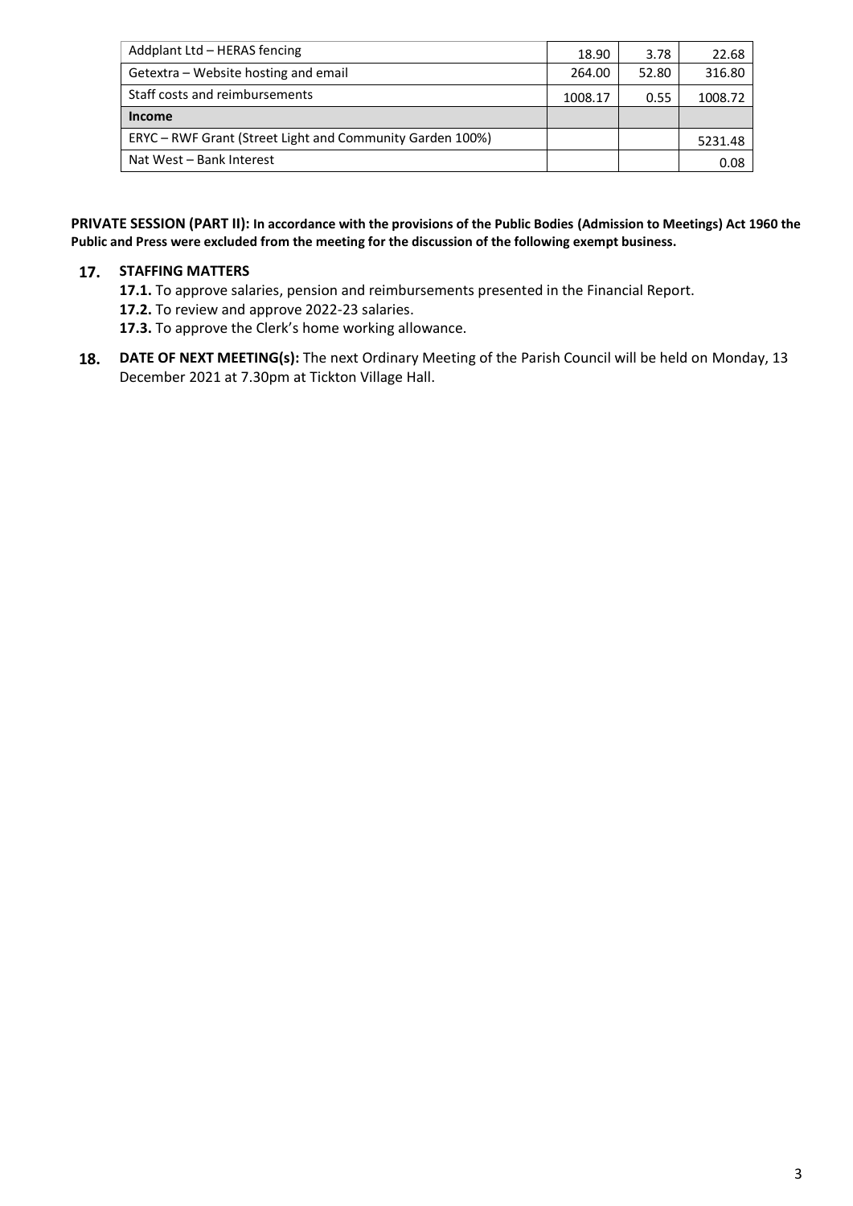| | | | |
|---|---|---|---|
| Addplant Ltd – HERAS fencing | 18.90 | 3.78 | 22.68 |
| Getextra – Website hosting and email | 264.00 | 52.80 | 316.80 |
| Staff costs and reimbursements | 1008.17 | 0.55 | 1008.72 |
| **Income** | | | |
| ERYC – RWF Grant (Street Light and Community Garden 100%) | | | 5231.48 |
| Nat West – Bank Interest | | | 0.08 |

**PRIVATE SESSION (PART II): In accordance with the provisions of the Public Bodies (Admission to Meetings) Act 1960 the Public and Press were excluded from the meeting for the discussion of the following exempt business.**

**17. STAFFING MATTERS**

**17.1.** To approve salaries, pension and reimbursements presented in the Financial Report.

**17.2.** To review and approve 2022-23 salaries.

**17.3.** To approve the Clerk's home working allowance.

**18. DATE OF NEXT MEETING(s):** The next Ordinary Meeting of the Parish Council will be held on Monday, 13 December 2021 at 7.30pm at Tickton Village Hall.